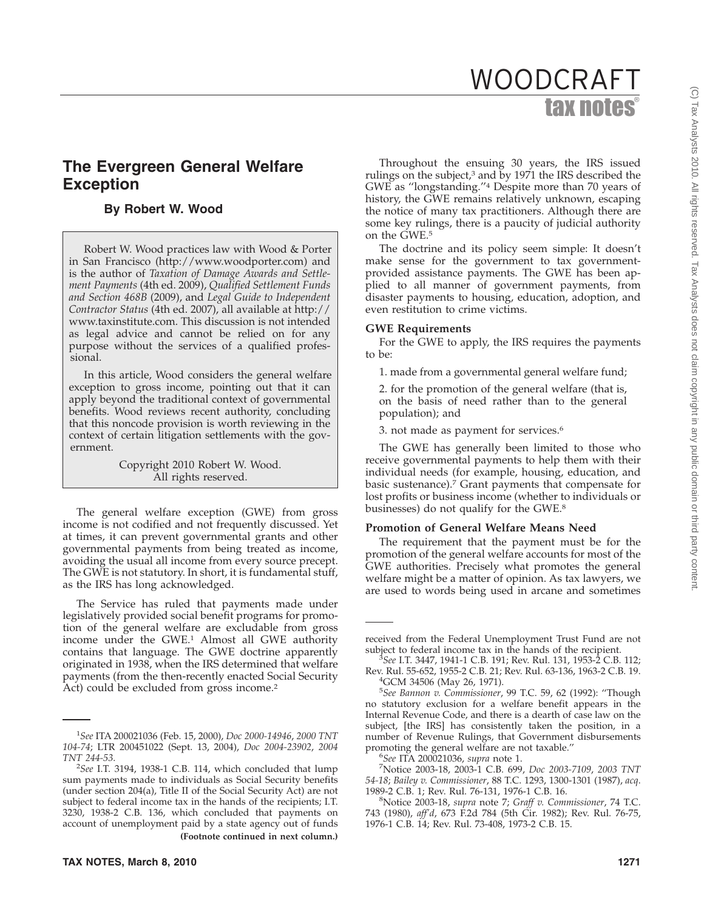# The Evergreen General Welfare Exception

**By Robert W. Wood**

Robert W. Wood practices law with Wood & Porter in San Francisco (http://www.woodporter.com) and is the author of *Taxation of Damage Awards and Settlement Payments* (4th ed. 2009), *Qualified Settlement Funds and Section 468B* (2009), and *Legal Guide to Independent Contractor Status* (4th ed. 2007), all available at http://www.taxinstitute.com. This discussion is not intended as legal advice and cannot be relied on for any purpose without the services of a qualified professional.

In this article, Wood considers the general welfare exception to gross income, pointing out that it can apply beyond the traditional context of governmental benefits. Wood reviews recent authority, concluding that this noncode provision is worth reviewing in the context of certain litigation settlements with the government.

Copyright 2010 Robert W. Wood.
All rights reserved.

The general welfare exception (GWE) from gross income is not codified and not frequently discussed. Yet at times, it can prevent governmental grants and other governmental payments from being treated as income, avoiding the usual all income from every source precept. The GWE is not statutory. In short, it is fundamental stuff, as the IRS has long acknowledged.

The Service has ruled that payments made under legislatively provided social benefit programs for promotion of the general welfare are excludable from gross income under the GWE.[1] Almost all GWE authority contains that language. The GWE doctrine apparently originated in 1938, when the IRS determined that welfare payments (from the then-recently enacted Social Security Act) could be excluded from gross income.[2]

Throughout the ensuing 30 years, the IRS issued rulings on the subject,[3] and by 1971 the IRS described the GWE as "longstanding."[4] Despite more than 70 years of history, the GWE remains relatively unknown, escaping the notice of many tax practitioners. Although there are some key rulings, there is a paucity of judicial authority on the GWE.[5]

The doctrine and its policy seem simple: It doesn't make sense for the government to tax government-provided assistance payments. The GWE has been applied to all manner of government payments, from disaster payments to housing, education, adoption, and even restitution to crime victims.

### GWE Requirements

For the GWE to apply, the IRS requires the payments to be:

1. made from a governmental general welfare fund;

2. for the promotion of the general welfare (that is, on the basis of need rather than to the general population); and

3. not made as payment for services.[6]

The GWE has generally been limited to those who receive governmental payments to help them with their individual needs (for example, housing, education, and basic sustenance).[7] Grant payments that compensate for lost profits or business income (whether to individuals or businesses) do not qualify for the GWE.[8]

### Promotion of General Welfare Means Need

The requirement that the payment must be for the promotion of the general welfare accounts for most of the GWE authorities. Precisely what promotes the general welfare might be a matter of opinion. As tax lawyers, we are used to words being used in arcane and sometimes

---

[1] *See* ITA 200021036 (Feb. 15, 2000), *Doc 2000-14946*, *2000 TNT 104-74*; LTR 200451022 (Sept. 13, 2004), *Doc 2004-23902*, *2004 TNT 244-53*.

[2] *See* I.T. 3194, 1938-1 C.B. 114, which concluded that lump sum payments made to individuals as Social Security benefits (under section 204(a), Title II of the Social Security Act) are not subject to federal income tax in the hands of the recipients; I.T. 3230, 1938-2 C.B. 136, which concluded that payments on account of unemployment paid by a state agency out of funds received from the Federal Unemployment Trust Fund are not subject to federal income tax in the hands of the recipient.

[3] *See* I.T. 3447, 1941-1 C.B. 191; Rev. Rul. 131, 1953-2 C.B. 112; Rev. Rul. 55-652, 1955-2 C.B. 21; Rev. Rul. 63-136, 1963-2 C.B. 19.

[4] GCM 34506 (May 26, 1971).

[5] *See Bannon v. Commissioner*, 99 T.C. 59, 62 (1992): "Though no statutory exclusion for a welfare benefit appears in the Internal Revenue Code, and there is a dearth of case law on the subject, [the IRS] has consistently taken the position, in a number of Revenue Rulings, that Government disbursements promoting the general welfare are not taxable."

[6] *See* ITA 200021036, *supra* note 1.

[7] Notice 2003-18, 2003-1 C.B. 699, *Doc 2003-7109*, *2003 TNT 54-18*; *Bailey v. Commissioner*, 88 T.C. 1293, 1300-1301 (1987), *acq*. 1989-2 C.B. 1; Rev. Rul. 76-131, 1976-1 C.B. 16.

[8] Notice 2003-18, *supra* note 7; *Graff v. Commissioner*, 74 T.C. 743 (1980), *aff'd*, 673 F.2d 784 (5th Cir. 1982); Rev. Rul. 76-75, 1976-1 C.B. 14; Rev. Rul. 73-408, 1973-2 C.B. 15.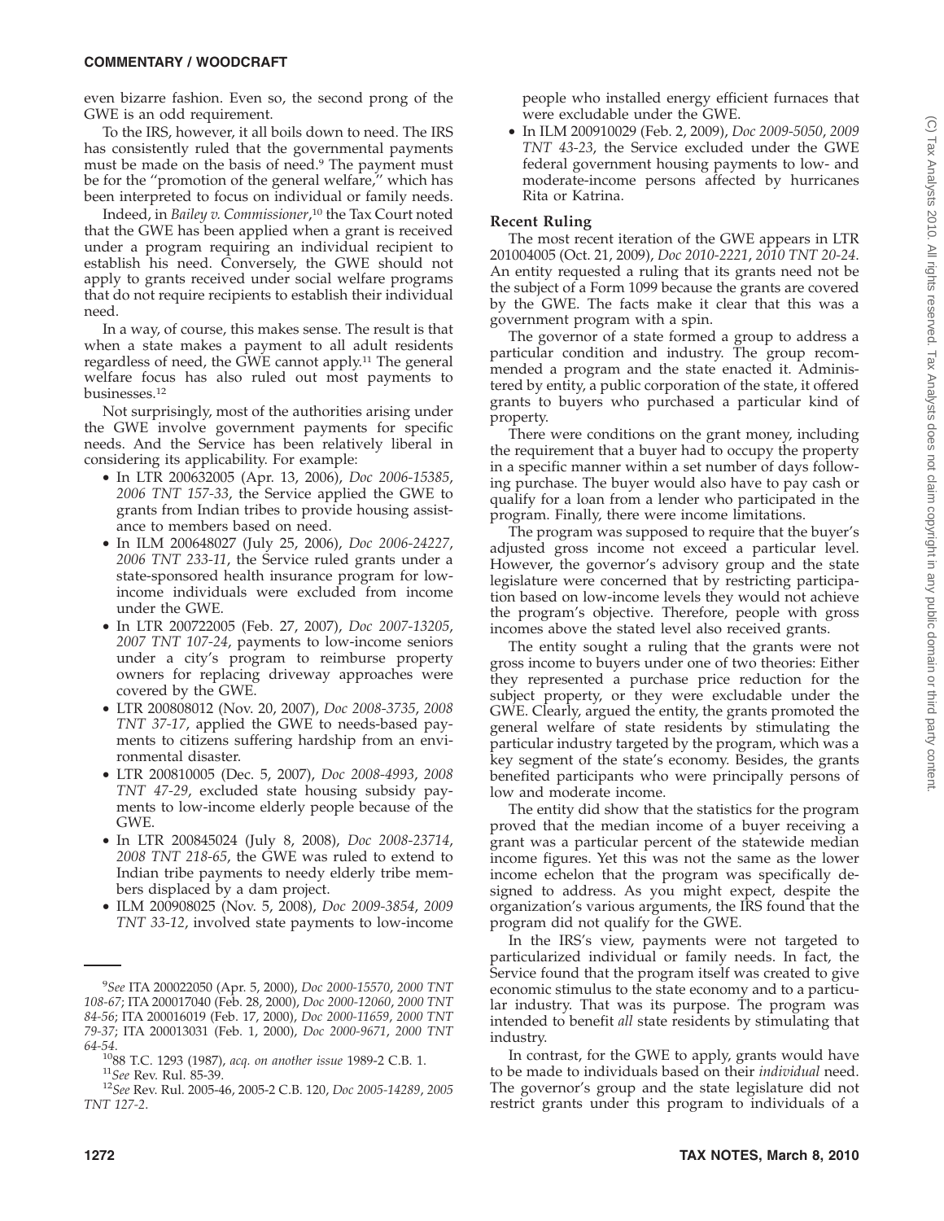even bizarre fashion. Even so, the second prong of the GWE is an odd requirement.

To the IRS, however, it all boils down to need. The IRS has consistently ruled that the governmental payments must be made on the basis of need.[9] The payment must be for the ''promotion of the general welfare,'' which has been interpreted to focus on individual or family needs.

Indeed, in *Bailey v. Commissioner*,[10] the Tax Court noted that the GWE has been applied when a grant is received under a program requiring an individual recipient to establish his need. Conversely, the GWE should not apply to grants received under social welfare programs that do not require recipients to establish their individual need.

In a way, of course, this makes sense. The result is that when a state makes a payment to all adult residents regardless of need, the GWE cannot apply.[11] The general welfare focus has also ruled out most payments to businesses.[12]

Not surprisingly, most of the authorities arising under the GWE involve government payments for specific needs. And the Service has been relatively liberal in considering its applicability. For example:

- In LTR 200632005 (Apr. 13, 2006), *Doc 2006-15385*, *2006 TNT 157-33*, the Service applied the GWE to grants from Indian tribes to provide housing assistance to members based on need.
- In ILM 200648027 (July 25, 2006), *Doc 2006-24227*, *2006 TNT 233-11*, the Service ruled grants under a state-sponsored health insurance program for low-income individuals were excluded from income under the GWE.
- In LTR 200722005 (Feb. 27, 2007), *Doc 2007-13205*, *2007 TNT 107-24*, payments to low-income seniors under a city's program to reimburse property owners for replacing driveway approaches were covered by the GWE.
- LTR 200808012 (Nov. 20, 2007), *Doc 2008-3735*, *2008 TNT 37-17*, applied the GWE to needs-based payments to citizens suffering hardship from an environmental disaster.
- LTR 200810005 (Dec. 5, 2007), *Doc 2008-4993*, *2008 TNT 47-29*, excluded state housing subsidy payments to low-income elderly people because of the GWE.
- In LTR 200845024 (July 8, 2008), *Doc 2008-23714*, *2008 TNT 218-65*, the GWE was ruled to extend to Indian tribe payments to needy elderly tribe members displaced by a dam project.
- ILM 200908025 (Nov. 5, 2008), *Doc 2009-3854*, *2009 TNT 33-12*, involved state payments to low-income people who installed energy efficient furnaces that were excludable under the GWE.
- In ILM 200910029 (Feb. 2, 2009), *Doc 2009-5050*, *2009 TNT 43-23*, the Service excluded under the GWE federal government housing payments to low- and moderate-income persons affected by hurricanes Rita or Katrina.

### Recent Ruling

The most recent iteration of the GWE appears in LTR 201004005 (Oct. 21, 2009), *Doc 2010-2221*, *2010 TNT 20-24*. An entity requested a ruling that its grants need not be the subject of a Form 1099 because the grants are covered by the GWE. The facts make it clear that this was a government program with a spin.

The governor of a state formed a group to address a particular condition and industry. The group recommended a program and the state enacted it. Administered by entity, a public corporation of the state, it offered grants to buyers who purchased a particular kind of property.

There were conditions on the grant money, including the requirement that a buyer had to occupy the property in a specific manner within a set number of days following purchase. The buyer would also have to pay cash or qualify for a loan from a lender who participated in the program. Finally, there were income limitations.

The program was supposed to require that the buyer's adjusted gross income not exceed a particular level. However, the governor's advisory group and the state legislature were concerned that by restricting participation based on low-income levels they would not achieve the program's objective. Therefore, people with gross incomes above the stated level also received grants.

The entity sought a ruling that the grants were not gross income to buyers under one of two theories: Either they represented a purchase price reduction for the subject property, or they were excludable under the GWE. Clearly, argued the entity, the grants promoted the general welfare of state residents by stimulating the particular industry targeted by the program, which was a key segment of the state's economy. Besides, the grants benefited participants who were principally persons of low and moderate income.

The entity did show that the statistics for the program proved that the median income of a buyer receiving a grant was a particular percent of the statewide median income figures. Yet this was not the same as the lower income echelon that the program was specifically designed to address. As you might expect, despite the organization's various arguments, the IRS found that the program did not qualify for the GWE.

In the IRS's view, payments were not targeted to particularized individual or family needs. In fact, the Service found that the program itself was created to give economic stimulus to the state economy and to a particular industry. That was its purpose. The program was intended to benefit *all* state residents by stimulating that industry.

In contrast, for the GWE to apply, grants would have to be made to individuals based on their *individual* need. The governor's group and the state legislature did not restrict grants under this program to individuals of a

---

[9] *See* ITA 200022050 (Apr. 5, 2000), *Doc 2000-15570*, *2000 TNT 108-67*; ITA 200017040 (Feb. 28, 2000), *Doc 2000-12060*, *2000 TNT 84-56*; ITA 200016019 (Feb. 17, 2000), *Doc 2000-11659*, *2000 TNT 79-37*; ITA 200013031 (Feb. 1, 2000), *Doc 2000-9671*, *2000 TNT 64-54*.

[10] 88 T.C. 1293 (1987), *acq. on another issue* 1989-2 C.B. 1.

[11] *See* Rev. Rul. 85-39.

[12] *See* Rev. Rul. 2005-46, 2005-2 C.B. 120, *Doc 2005-14289*, *2005 TNT 127-2*.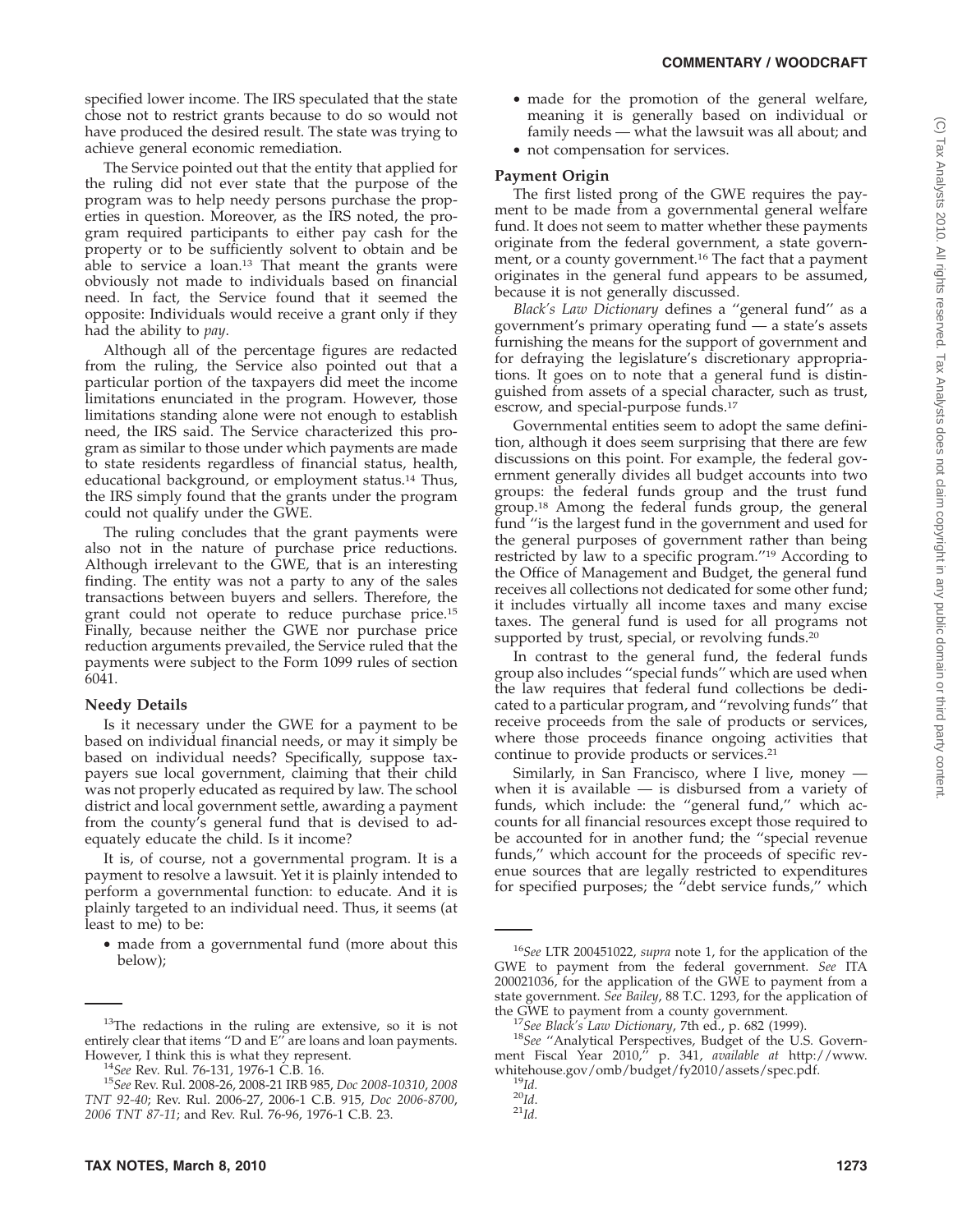specified lower income. The IRS speculated that the state chose not to restrict grants because to do so would not have produced the desired result. The state was trying to achieve general economic remediation.

The Service pointed out that the entity that applied for the ruling did not ever state that the purpose of the program was to help needy persons purchase the properties in question. Moreover, as the IRS noted, the program required participants to either pay cash for the property or to be sufficiently solvent to obtain and be able to service a loan.[13] That meant the grants were obviously not made to individuals based on financial need. In fact, the Service found that it seemed the opposite: Individuals would receive a grant only if they had the ability to *pay*.

Although all of the percentage figures are redacted from the ruling, the Service also pointed out that a particular portion of the taxpayers did meet the income limitations enunciated in the program. However, those limitations standing alone were not enough to establish need, the IRS said. The Service characterized this program as similar to those under which payments are made to state residents regardless of financial status, health, educational background, or employment status.[14] Thus, the IRS simply found that the grants under the program could not qualify under the GWE.

The ruling concludes that the grant payments were also not in the nature of purchase price reductions. Although irrelevant to the GWE, that is an interesting finding. The entity was not a party to any of the sales transactions between buyers and sellers. Therefore, the grant could not operate to reduce purchase price.[15] Finally, because neither the GWE nor purchase price reduction arguments prevailed, the Service ruled that the payments were subject to the Form 1099 rules of section 6041.

### Needy Details

Is it necessary under the GWE for a payment to be based on individual financial needs, or may it simply be based on individual needs? Specifically, suppose taxpayers sue local government, claiming that their child was not properly educated as required by law. The school district and local government settle, awarding a payment from the county's general fund that is devised to adequately educate the child. Is it income?

It is, of course, not a governmental program. It is a payment to resolve a lawsuit. Yet it is plainly intended to perform a governmental function: to educate. And it is plainly targeted to an individual need. Thus, it seems (at least to me) to be:

- made from a governmental fund (more about this below);
- made for the promotion of the general welfare, meaning it is generally based on individual or family needs — what the lawsuit was all about; and
- not compensation for services.

### Payment Origin

The first listed prong of the GWE requires the payment to be made from a governmental general welfare fund. It does not seem to matter whether these payments originate from the federal government, a state government, or a county government.[16] The fact that a payment originates in the general fund appears to be assumed, because it is not generally discussed.

*Black's Law Dictionary* defines a "general fund" as a government's primary operating fund — a state's assets furnishing the means for the support of government and for defraying the legislature's discretionary appropriations. It goes on to note that a general fund is distinguished from assets of a special character, such as trust, escrow, and special-purpose funds.[17]

Governmental entities seem to adopt the same definition, although it does seem surprising that there are few discussions on this point. For example, the federal government generally divides all budget accounts into two groups: the federal funds group and the trust fund group.[18] Among the federal funds group, the general fund "is the largest fund in the government and used for the general purposes of government rather than being restricted by law to a specific program."[19] According to the Office of Management and Budget, the general fund receives all collections not dedicated for some other fund; it includes virtually all income taxes and many excise taxes. The general fund is used for all programs not supported by trust, special, or revolving funds.[20]

In contrast to the general fund, the federal funds group also includes "special funds" which are used when the law requires that federal fund collections be dedicated to a particular program, and "revolving funds" that receive proceeds from the sale of products or services, where those proceeds finance ongoing activities that continue to provide products or services.[21]

Similarly, in San Francisco, where I live, money — when it is available — is disbursed from a variety of funds, which include: the "general fund," which accounts for all financial resources except those required to be accounted for in another fund; the "special revenue funds," which account for the proceeds of specific revenue sources that are legally restricted to expenditures for specified purposes; the "debt service funds," which

---

[13] The redactions in the ruling are extensive, so it is not entirely clear that items "D and E" are loans and loan payments. However, I think this is what they represent.

[14] *See* Rev. Rul. 76-131, 1976-1 C.B. 16.

[15] *See* Rev. Rul. 2008-26, 2008-21 IRB 985, *Doc 2008-10310*, *2008 TNT 92-40*; Rev. Rul. 2006-27, 2006-1 C.B. 915, *Doc 2006-8700*, *2006 TNT 87-11*; and Rev. Rul. 76-96, 1976-1 C.B. 23.

[16] *See* LTR 200451022, *supra* note 1, for the application of the GWE to payment from the federal government. *See* ITA 200021036, for the application of the GWE to payment from a state government. *See Bailey*, 88 T.C. 1293, for the application of the GWE to payment from a county government.

[17] *See Black's Law Dictionary*, 7th ed., p. 682 (1999).

[18] *See* "Analytical Perspectives, Budget of the U.S. Government Fiscal Year 2010," p. 341, *available at* http://www.whitehouse.gov/omb/budget/fy2010/assets/spec.pdf.

[19] *Id.*

[20] *Id.*

[21] *Id.*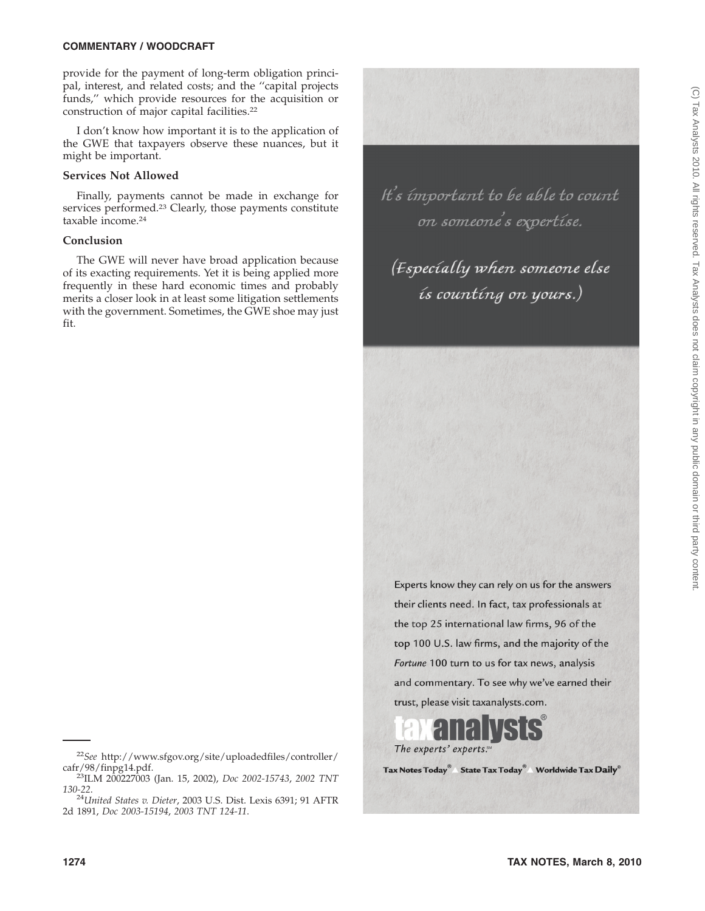provide for the payment of long-term obligation principal, interest, and related costs; and the "capital projects funds," which provide resources for the acquisition or construction of major capital facilities.[22]

I don't know how important it is to the application of the GWE that taxpayers observe these nuances, but it might be important.

### Services Not Allowed

Finally, payments cannot be made in exchange for services performed.[23] Clearly, those payments constitute taxable income.[24]

### Conclusion

The GWE will never have broad application because of its exacting requirements. Yet it is being applied more frequently in these hard economic times and probably merits a closer look in at least some litigation settlements with the government. Sometimes, the GWE shoe may just fit.

It's important to be able to count on someone's expertise.

(Especially when someone else is counting on yours.)

Experts know they can rely on us for the answers their clients need. In fact, tax professionals at the top 25 international law firms, 96 of the top 100 U.S. law firms, and the majority of the *Fortune* 100 turn to us for tax news, analysis and commentary. To see why we've earned their trust, please visit taxanalysts.com.

taxanalysts®

*The experts' experts.*℠

Tax Notes Today® State Tax Today® Worldwide Tax Daily®

---

[22] *See* http://www.sfgov.org/site/uploadedfiles/controller/cafr/98/finpg14.pdf.

[23] ILM 200227003 (Jan. 15, 2002), *Doc 2002-15743*, *2002 TNT 130-22*.

[24] *United States v. Dieter*, 2003 U.S. Dist. Lexis 6391; 91 AFTR 2d 1891, *Doc 2003-15194*, *2003 TNT 124-11*.

(C) Tax Analysts 2010. All rights reserved. Tax Analysts does not claim copyright in any public domain or third party content.